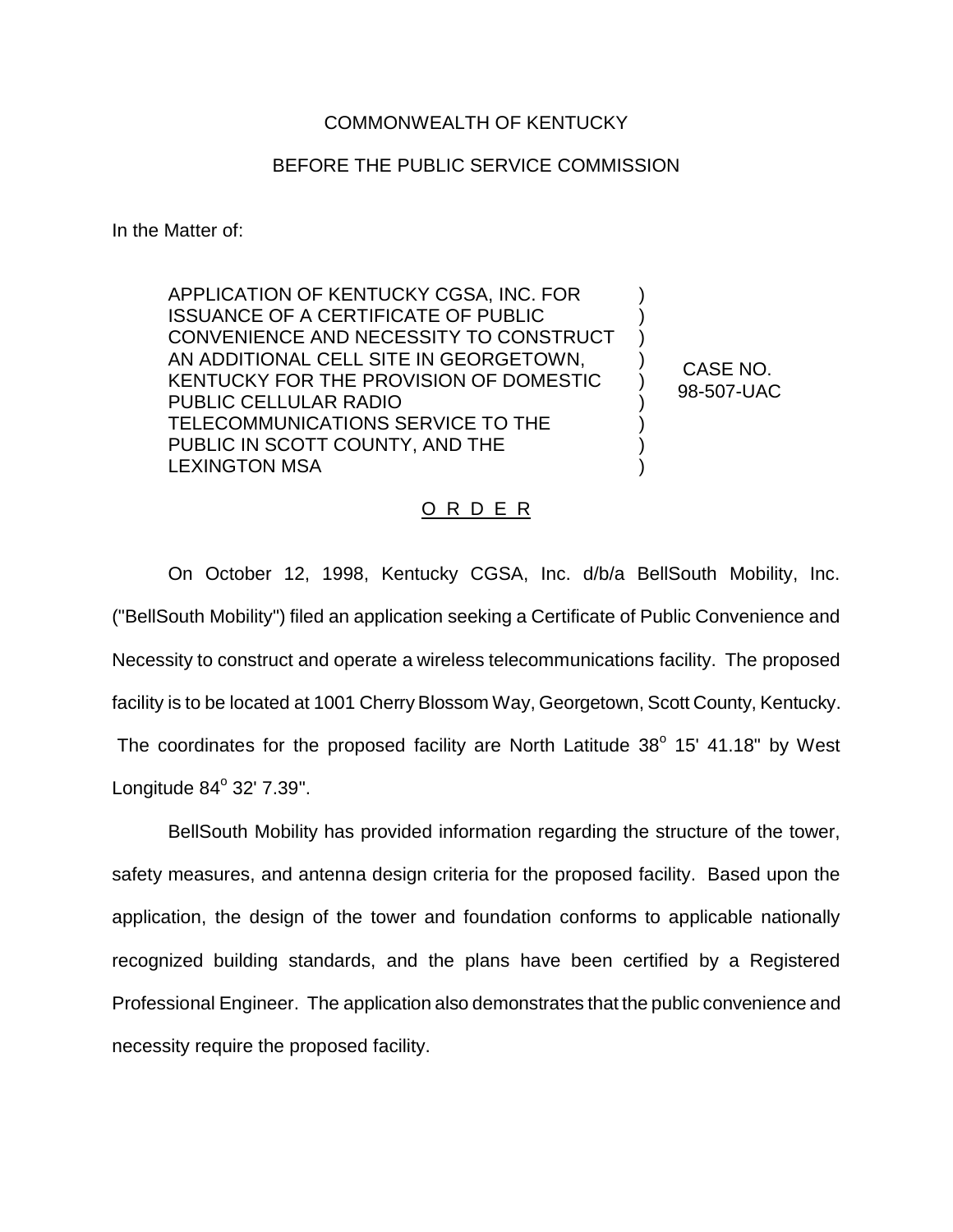COMMONWEALTH OF KENTUCKY

BEFORE THE PUBLIC SERVICE COMMISSION

In the Matter of:

| | |
|---|---|
| APPLICATION OF KENTUCKY CGSA, INC. FOR ISSUANCE OF A CERTIFICATE OF PUBLIC CONVENIENCE AND NECESSITY TO CONSTRUCT AN ADDITIONAL CELL SITE IN GEORGETOWN, KENTUCKY FOR THE PROVISION OF DOMESTIC PUBLIC CELLULAR RADIO TELECOMMUNICATIONS SERVICE TO THE PUBLIC IN SCOTT COUNTY, AND THE LEXINGTON MSA | CASE NO. 98-507-UAC |

## O R D E R

On October 12, 1998, Kentucky CGSA, Inc. d/b/a BellSouth Mobility, Inc. ("BellSouth Mobility") filed an application seeking a Certificate of Public Convenience and Necessity to construct and operate a wireless telecommunications facility. The proposed facility is to be located at 1001 Cherry Blossom Way, Georgetown, Scott County, Kentucky. The coordinates for the proposed facility are North Latitude 38° 15' 41.18" by West Longitude 84° 32' 7.39".

BellSouth Mobility has provided information regarding the structure of the tower, safety measures, and antenna design criteria for the proposed facility. Based upon the application, the design of the tower and foundation conforms to applicable nationally recognized building standards, and the plans have been certified by a Registered Professional Engineer. The application also demonstrates that the public convenience and necessity require the proposed facility.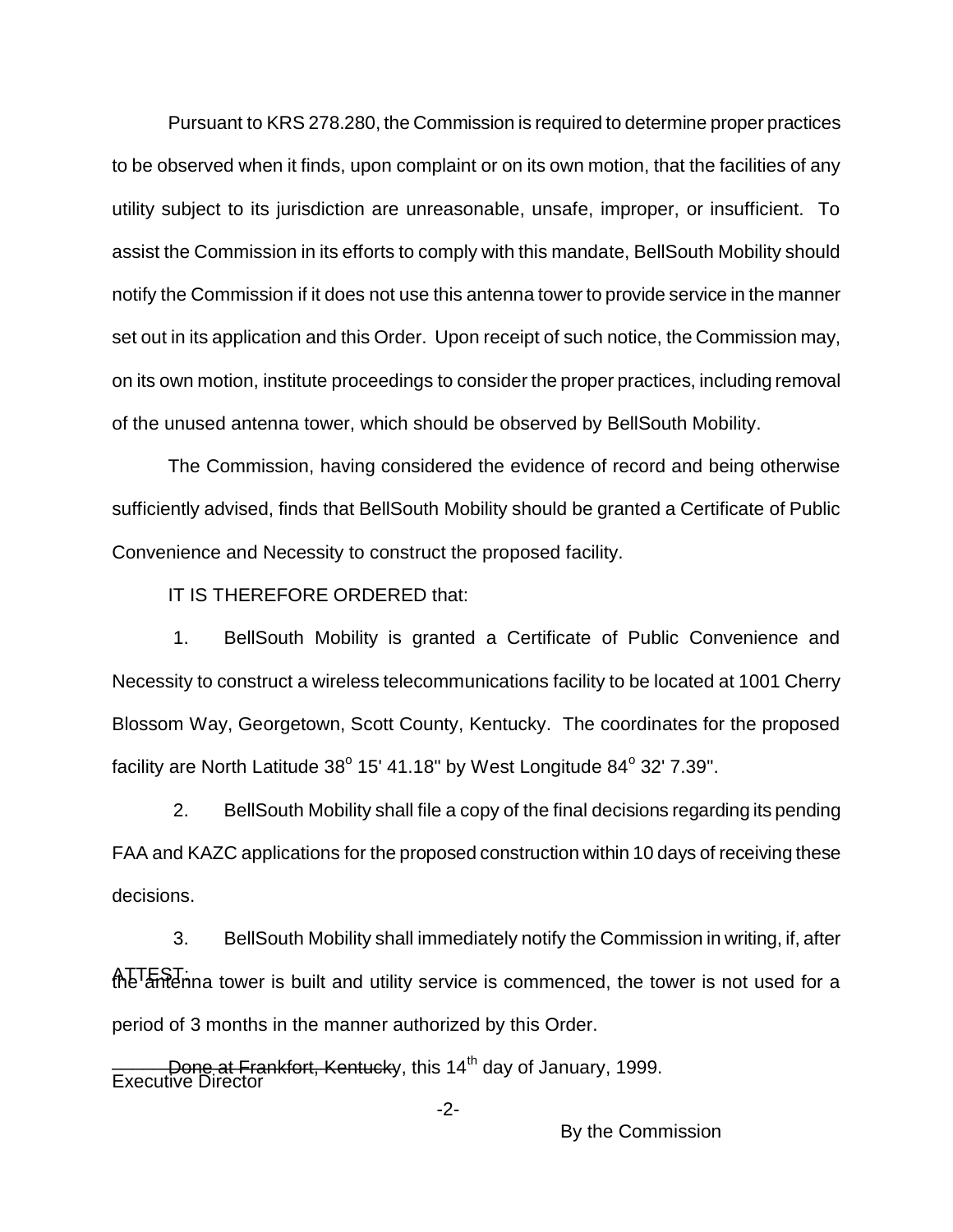Pursuant to KRS 278.280, the Commission is required to determine proper practices to be observed when it finds, upon complaint or on its own motion, that the facilities of any utility subject to its jurisdiction are unreasonable, unsafe, improper, or insufficient. To assist the Commission in its efforts to comply with this mandate, BellSouth Mobility should notify the Commission if it does not use this antenna tower to provide service in the manner set out in its application and this Order. Upon receipt of such notice, the Commission may, on its own motion, institute proceedings to consider the proper practices, including removal of the unused antenna tower, which should be observed by BellSouth Mobility.

The Commission, having considered the evidence of record and being otherwise sufficiently advised, finds that BellSouth Mobility should be granted a Certificate of Public Convenience and Necessity to construct the proposed facility.

IT IS THEREFORE ORDERED that:

1. BellSouth Mobility is granted a Certificate of Public Convenience and Necessity to construct a wireless telecommunications facility to be located at 1001 Cherry Blossom Way, Georgetown, Scott County, Kentucky. The coordinates for the proposed facility are North Latitude 38° 15' 41.18" by West Longitude 84° 32' 7.39".

2. BellSouth Mobility shall file a copy of the final decisions regarding its pending FAA and KAZC applications for the proposed construction within 10 days of receiving these decisions.

3. BellSouth Mobility shall immediately notify the Commission in writing, if, after the antenna tower is built and utility service is commenced, the tower is not used for a period of 3 months in the manner authorized by this Order.

Done at Frankfort, Kentucky, this 14th day of January, 1999.

By the Commission

ATTEST:

Executive Director